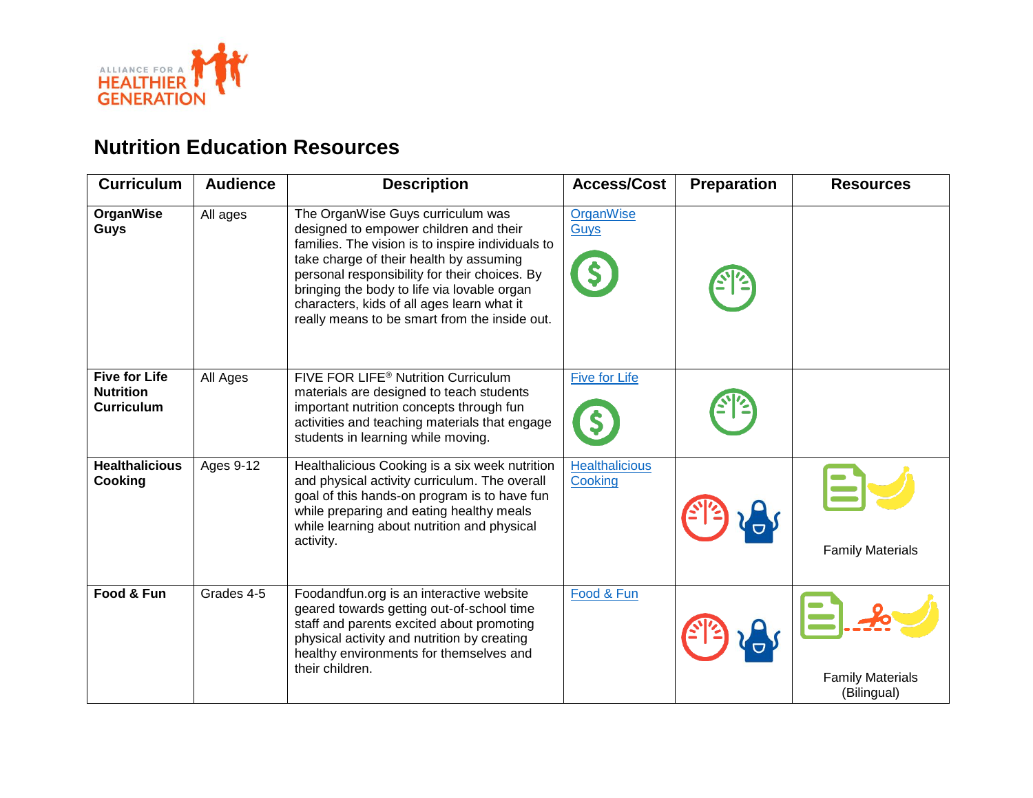# Nutrition Education Resources

| Curriculum | Audience | Description | Access/Cost | Preparation | Resources |
|---|---|---|---|---|---|
| **OrganWise Guys** | All ages | The OrganWise Guys curriculum was designed to empower children and their families. The vision is to inspire individuals to take charge of their health by assuming personal responsibility for their choices. By bringing the body to life via lovable organ characters, kids of all ages learn what it really means to be smart from the inside out. | OrganWise Guys | | |
| **Five for Life Nutrition Curriculum** | All Ages | FIVE FOR LIFE® Nutrition Curriculum materials are designed to teach students important nutrition concepts through fun activities and teaching materials that engage students in learning while moving. | Five for Life | | |
| **Healthalicious Cooking** | Ages 9-12 | Healthalicious Cooking is a six week nutrition and physical activity curriculum. The overall goal of this hands-on program is to have fun while preparing and eating healthy meals while learning about nutrition and physical activity. | Healthalicious Cooking | | Family Materials |
| **Food & Fun** | Grades 4-5 | Foodandfun.org is an interactive website geared towards getting out-of-school time staff and parents excited about promoting physical activity and nutrition by creating healthy environments for themselves and their children. | Food & Fun | | Family Materials (Bilingual) |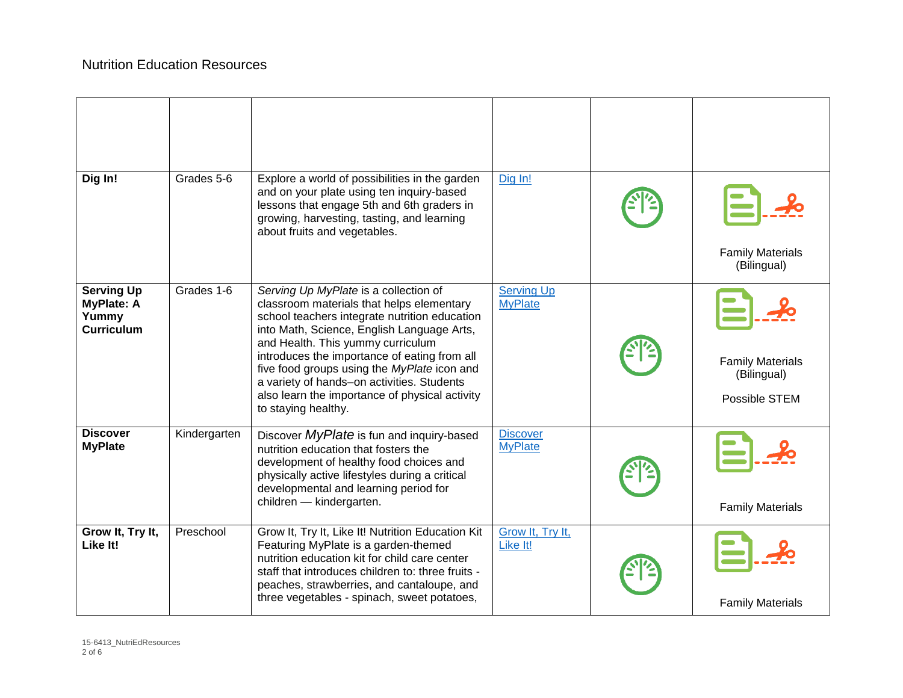Nutrition Education Resources

| | | | | | |
|---|---|---|---|---|---|
| **Dig In!** | Grades 5-6 | Explore a world of possibilities in the garden and on your plate using ten inquiry-based lessons that engage 5th and 6th graders in growing, harvesting, tasting, and learning about fruits and vegetables. | Dig In! | | Family Materials (Bilingual) |
| **Serving Up MyPlate: A Yummy Curriculum** | Grades 1-6 | *Serving Up MyPlate* is a collection of classroom materials that helps elementary school teachers integrate nutrition education into Math, Science, English Language Arts, and Health. This yummy curriculum introduces the importance of eating from all five food groups using the *MyPlate* icon and a variety of hands–on activities. Students also learn the importance of physical activity to staying healthy. | Serving Up MyPlate | | Family Materials (Bilingual)<br><br>Possible STEM |
| **Discover MyPlate** | Kindergarten | Discover *MyPlate* is fun and inquiry-based nutrition education that fosters the development of healthy food choices and physically active lifestyles during a critical developmental and learning period for children — kindergarten. | Discover MyPlate | | Family Materials |
| **Grow It, Try It, Like It!** | Preschool | Grow It, Try It, Like It! Nutrition Education Kit Featuring MyPlate is a garden-themed nutrition education kit for child care center staff that introduces children to: three fruits - peaches, strawberries, and cantaloupe, and three vegetables - spinach, sweet potatoes, | Grow It, Try It, Like It! | | Family Materials |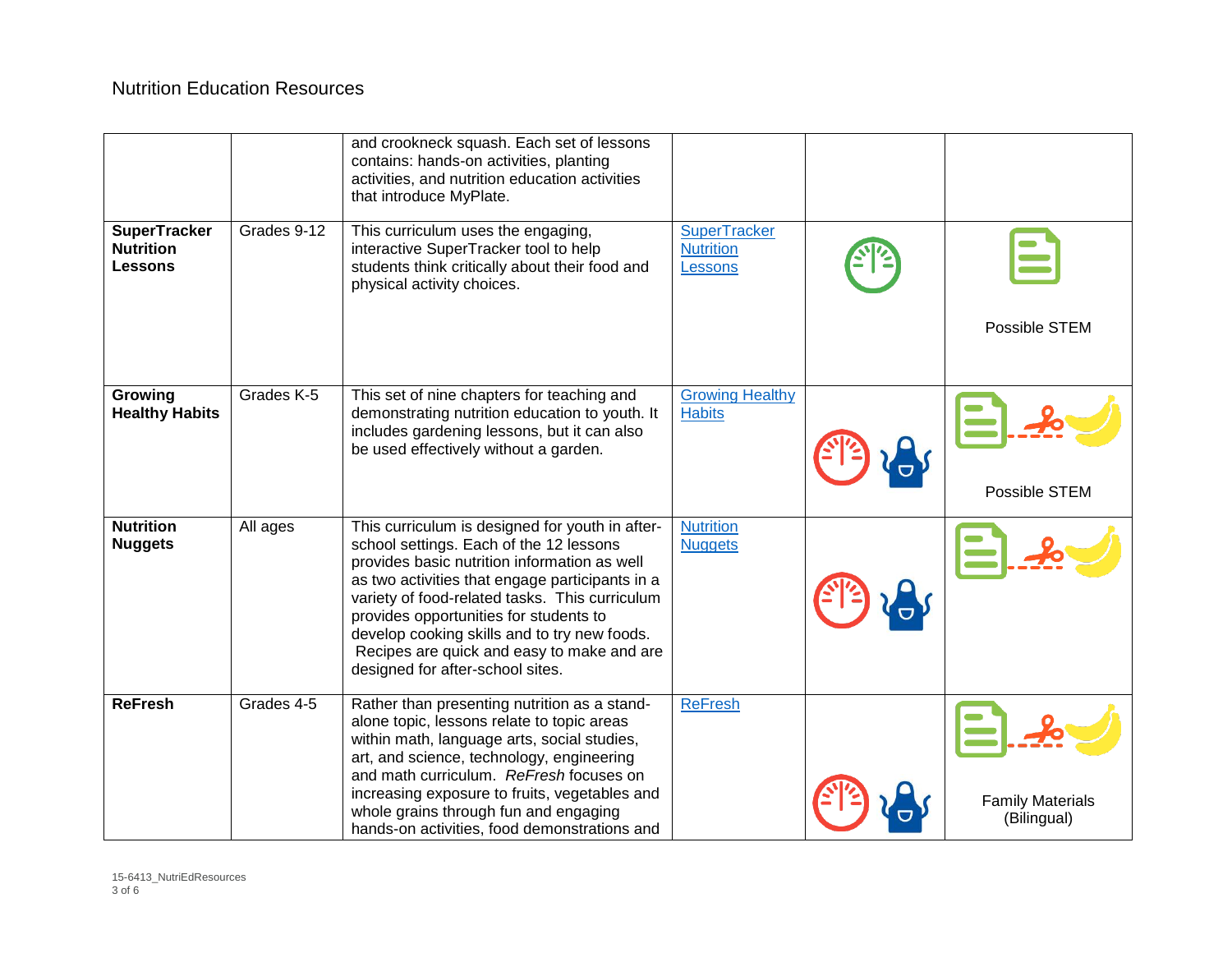Nutrition Education Resources

| | | | | | |
|---|---|---|---|---|---|
| | | and crookneck squash. Each set of lessons contains: hands-on activities, planting activities, and nutrition education activities that introduce MyPlate. | | | |
| **SuperTracker Nutrition Lessons** | Grades 9-12 | This curriculum uses the engaging, interactive SuperTracker tool to help students think critically about their food and physical activity choices. | SuperTracker Nutrition Lessons | | Possible STEM |
| **Growing Healthy Habits** | Grades K-5 | This set of nine chapters for teaching and demonstrating nutrition education to youth. It includes gardening lessons, but it can also be used effectively without a garden. | Growing Healthy Habits | | Possible STEM |
| **Nutrition Nuggets** | All ages | This curriculum is designed for youth in after-school settings. Each of the 12 lessons provides basic nutrition information as well as two activities that engage participants in a variety of food-related tasks. This curriculum provides opportunities for students to develop cooking skills and to try new foods. Recipes are quick and easy to make and are designed for after-school sites. | Nutrition Nuggets | | |
| **ReFresh** | Grades 4-5 | Rather than presenting nutrition as a stand-alone topic, lessons relate to topic areas within math, language arts, social studies, art, and science, technology, engineering and math curriculum. *ReFresh* focuses on increasing exposure to fruits, vegetables and whole grains through fun and engaging hands-on activities, food demonstrations and | ReFresh | | Family Materials (Bilingual) |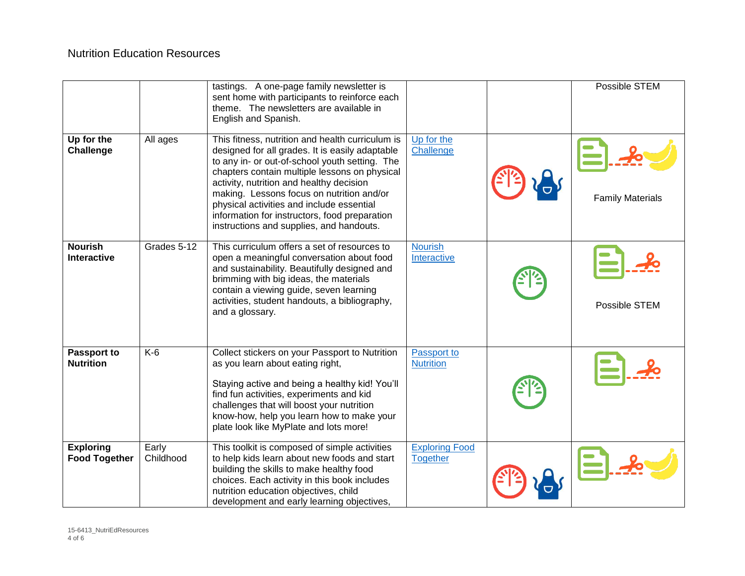Nutrition Education Resources

| | | | | | |
|---|---|---|---|---|---|
| | | tastings. A one-page family newsletter is sent home with participants to reinforce each theme. The newsletters are available in English and Spanish. | | | Possible STEM |
| **Up for the Challenge** | All ages | This fitness, nutrition and health curriculum is designed for all grades. It is easily adaptable to any in- or out-of-school youth setting. The chapters contain multiple lessons on physical activity, nutrition and healthy decision making. Lessons focus on nutrition and/or physical activities and include essential information for instructors, food preparation instructions and supplies, and handouts. | Up for the Challenge | | Family Materials |
| **Nourish Interactive** | Grades 5-12 | This curriculum offers a set of resources to open a meaningful conversation about food and sustainability. Beautifully designed and brimming with big ideas, the materials contain a viewing guide, seven learning activities, student handouts, a bibliography, and a glossary. | Nourish Interactive | | Possible STEM |
| **Passport to Nutrition** | K-6 | Collect stickers on your Passport to Nutrition as you learn about eating right,<br><br>Staying active and being a healthy kid! You'll find fun activities, experiments and kid challenges that will boost your nutrition know-how, help you learn how to make your plate look like MyPlate and lots more! | Passport to Nutrition | | |
| **Exploring Food Together** | Early Childhood | This toolkit is composed of simple activities to help kids learn about new foods and start building the skills to make healthy food choices. Each activity in this book includes nutrition education objectives, child development and early learning objectives, | Exploring Food Together | | |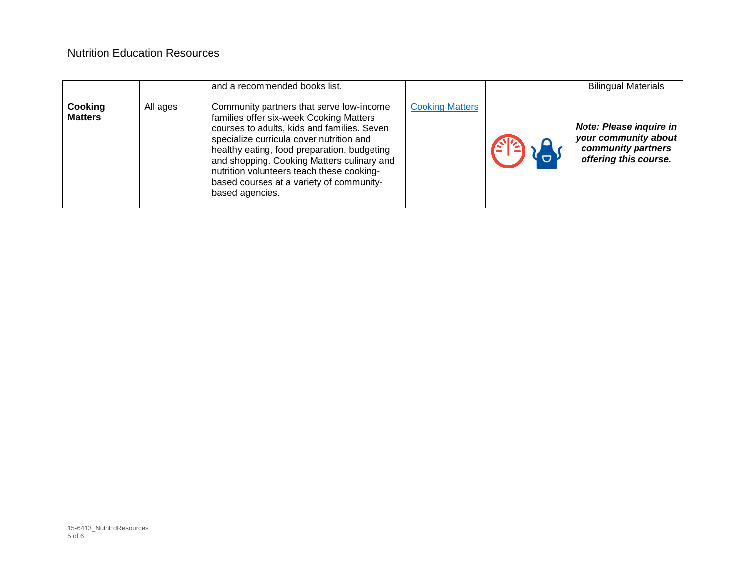| | | and a recommended books list. | | | Bilingual Materials |
|---|---|---|---|---|---|
| **Cooking Matters** | All ages | Community partners that serve low-income families offer six-week Cooking Matters courses to adults, kids and families. Seven specialize curricula cover nutrition and healthy eating, food preparation, budgeting and shopping. Cooking Matters culinary and nutrition volunteers teach these cooking-based courses at a variety of community-based agencies. | Cooking Matters | | ***Note: Please inquire in your community about community partners offering this course.*** |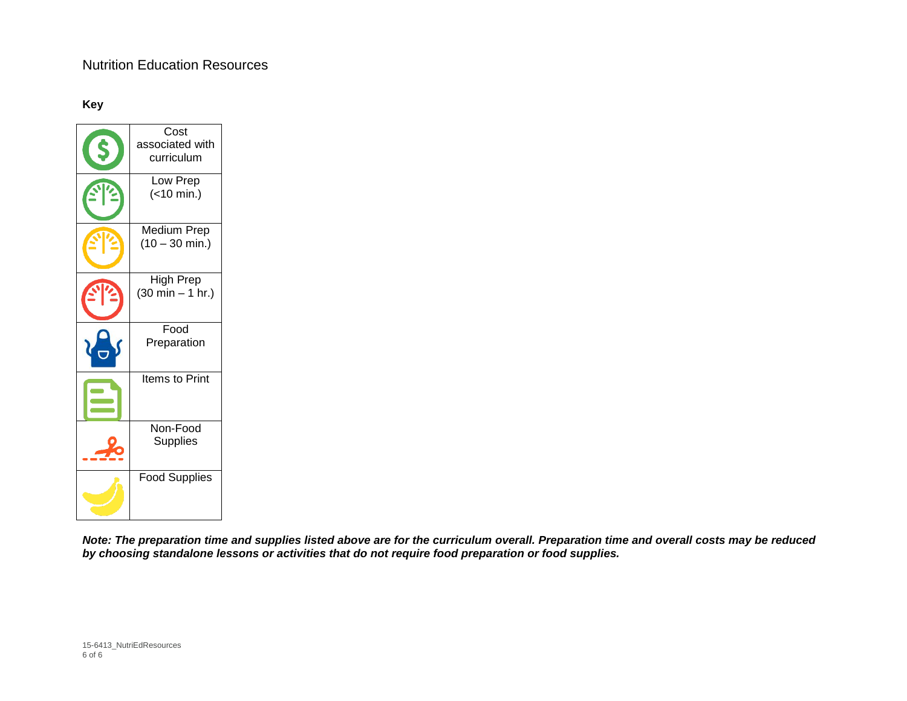# Nutrition Education Resources

**Key**

| | |
|---|---|
| | Cost associated with curriculum |
| | Low Prep (<10 min.) |
| | Medium Prep (10 – 30 min.) |
| | High Prep (30 min – 1 hr.) |
| | Food Preparation |
| | Items to Print |
| | Non-Food Supplies |
| | Food Supplies |

***Note: The preparation time and supplies listed above are for the curriculum overall. Preparation time and overall costs may be reduced by choosing standalone lessons or activities that do not require food preparation or food supplies.***

15-6413_NutriEdResources